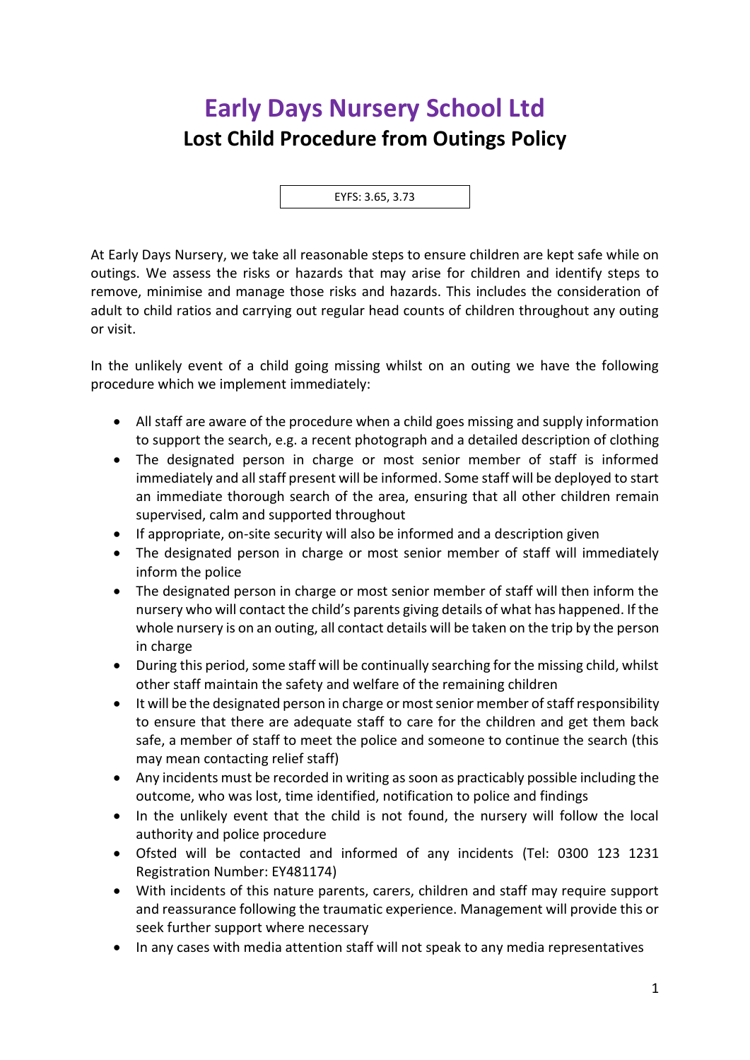# Early Days Nursery School Ltd

## Lost Child Procedure from Outings Policy

EYFS: 3.65, 3.73

At Early Days Nursery, we take all reasonable steps to ensure children are kept safe while on outings. We assess the risks or hazards that may arise for children and identify steps to remove, minimise and manage those risks and hazards. This includes the consideration of adult to child ratios and carrying out regular head counts of children throughout any outing or visit.

In the unlikely event of a child going missing whilst on an outing we have the following procedure which we implement immediately:

- All staff are aware of the procedure when a child goes missing and supply information to support the search, e.g. a recent photograph and a detailed description of clothing
- The designated person in charge or most senior member of staff is informed immediately and all staff present will be informed. Some staff will be deployed to start an immediate thorough search of the area, ensuring that all other children remain supervised, calm and supported throughout
- If appropriate, on-site security will also be informed and a description given
- The designated person in charge or most senior member of staff will immediately inform the police
- The designated person in charge or most senior member of staff will then inform the nursery who will contact the child's parents giving details of what has happened. If the whole nursery is on an outing, all contact details will be taken on the trip by the person in charge
- During this period, some staff will be continually searching for the missing child, whilst other staff maintain the safety and welfare of the remaining children
- It will be the designated person in charge or most senior member of staff responsibility to ensure that there are adequate staff to care for the children and get them back safe, a member of staff to meet the police and someone to continue the search (this may mean contacting relief staff)
- Any incidents must be recorded in writing as soon as practicably possible including the outcome, who was lost, time identified, notification to police and findings
- In the unlikely event that the child is not found, the nursery will follow the local authority and police procedure
- Ofsted will be contacted and informed of any incidents (Tel: 0300 123 1231 Registration Number: EY481174)
- With incidents of this nature parents, carers, children and staff may require support and reassurance following the traumatic experience. Management will provide this or seek further support where necessary
- In any cases with media attention staff will not speak to any media representatives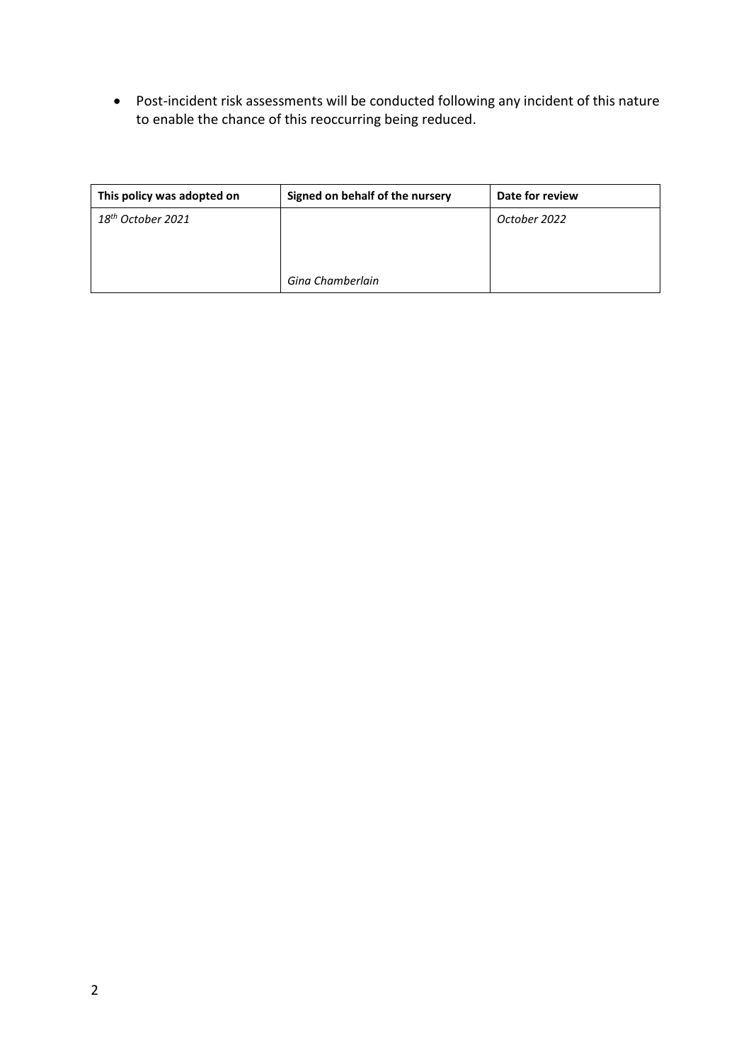- Post-incident risk assessments will be conducted following any incident of this nature to enable the chance of this reoccurring being reduced.

| This policy was adopted on | Signed on behalf of the nursery | Date for review |
| --- | --- | --- |
| *18th October 2021* | *Gina Chamberlain* | *October 2022* |